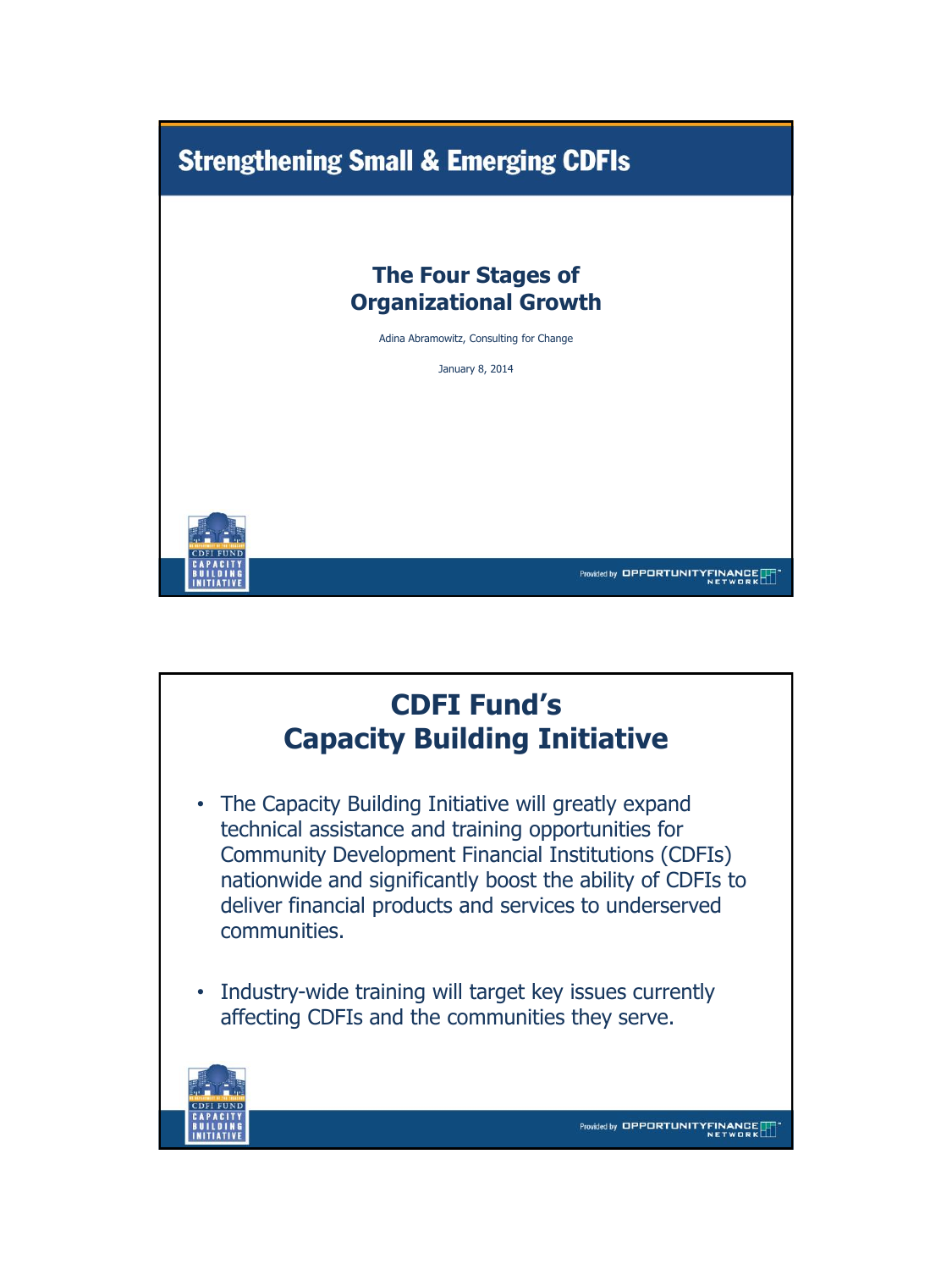# Strengthening Small & Emerging CDFIs

## The Four Stages of Organizational Growth

Adina Abramowitz, Consulting for Change

January 8, 2014

# CDFI Fund's Capacity Building Initiative

- The Capacity Building Initiative will greatly expand technical assistance and training opportunities for Community Development Financial Institutions (CDFIs) nationwide and significantly boost the ability of CDFIs to deliver financial products and services to underserved communities.
- Industry-wide training will target key issues currently affecting CDFIs and the communities they serve.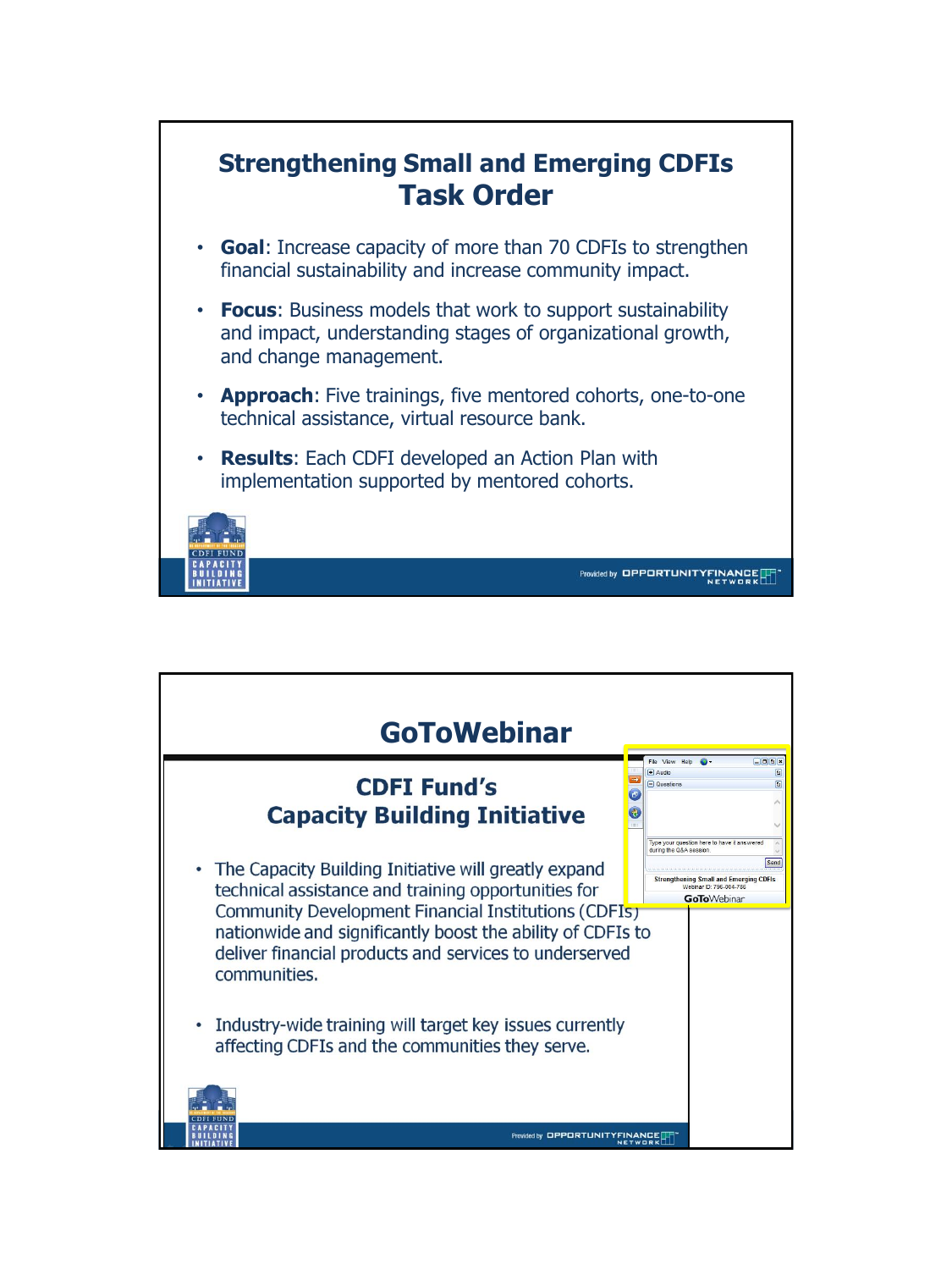## Strengthening Small and Emerging CDFIs Task Order

- **Goal**: Increase capacity of more than 70 CDFIs to strengthen financial sustainability and increase community impact.
- **Focus**: Business models that work to support sustainability and impact, understanding stages of organizational growth, and change management.
- **Approach**: Five trainings, five mentored cohorts, one-to-one technical assistance, virtual resource bank.
- **Results**: Each CDFI developed an Action Plan with implementation supported by mentored cohorts.

## GoToWebinar

### CDFI Fund's Capacity Building Initiative

- The Capacity Building Initiative will greatly expand technical assistance and training opportunities for Community Development Financial Institutions (CDFIs) nationwide and significantly boost the ability of CDFIs to deliver financial products and services to underserved communities.
- Industry-wide training will target key issues currently affecting CDFIs and the communities they serve.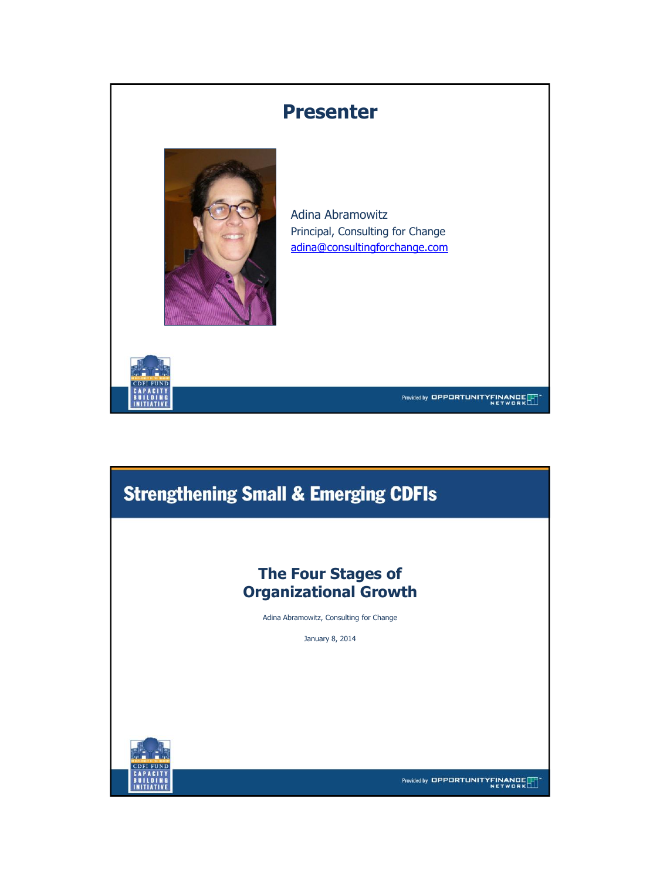# Presenter

Adina Abramowitz
Principal, Consulting for Change
adina@consultingforchange.com

# Strengthening Small & Emerging CDFIs

## The Four Stages of Organizational Growth

Adina Abramowitz, Consulting for Change

January 8, 2014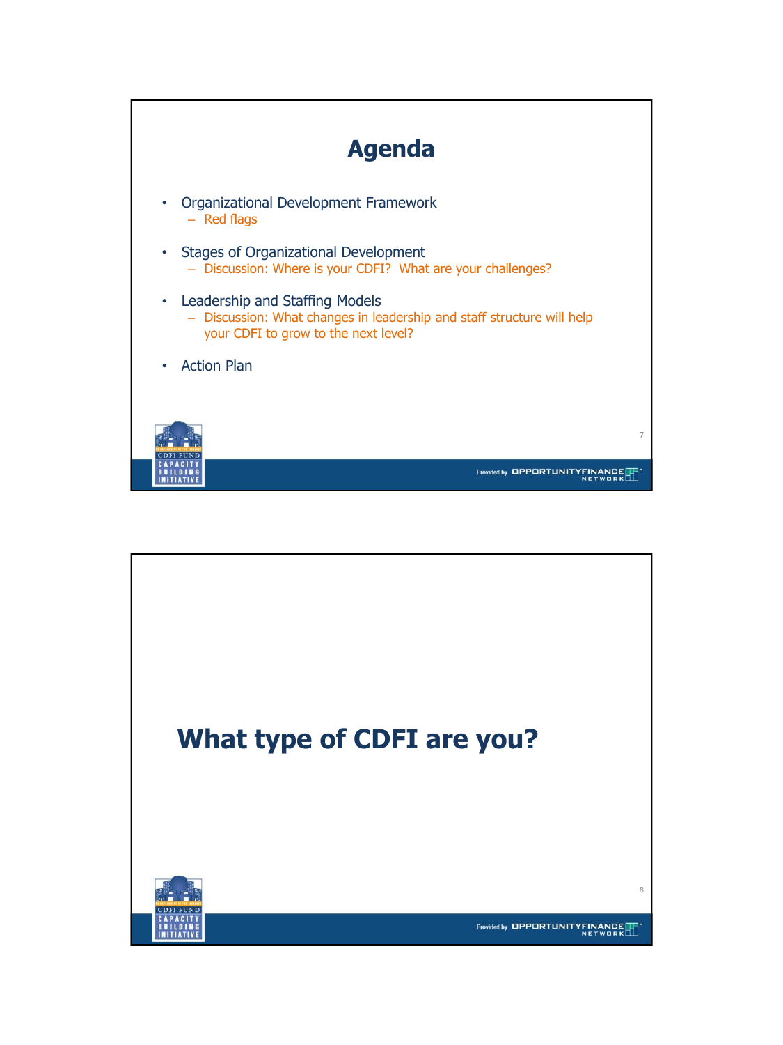# Agenda

- Organizational Development Framework
  - Red flags
- Stages of Organizational Development
  - Discussion: Where is your CDFI? What are your challenges?
- Leadership and Staffing Models
  - Discussion: What changes in leadership and staff structure will help your CDFI to grow to the next level?
- Action Plan

# What type of CDFI are you?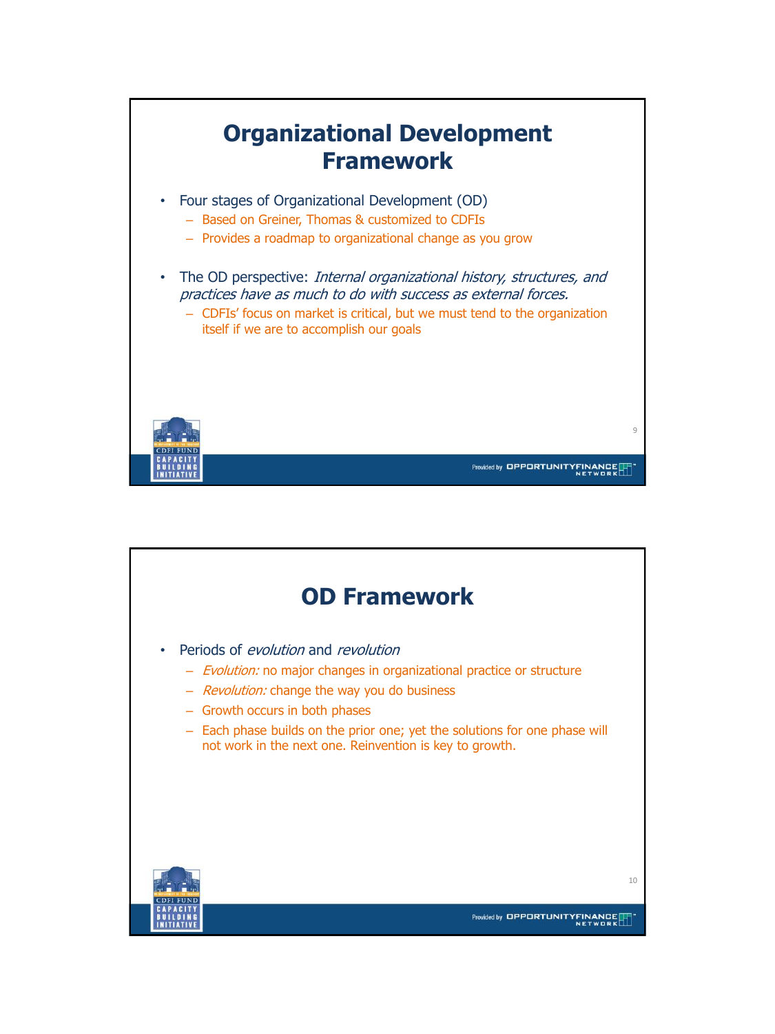## Organizational Development Framework

- Four stages of Organizational Development (OD)
  - Based on Greiner, Thomas & customized to CDFIs
  - Provides a roadmap to organizational change as you grow
- The OD perspective: *Internal organizational history, structures, and practices have as much to do with success as external forces.*
  - CDFIs' focus on market is critical, but we must tend to the organization itself if we are to accomplish our goals

## OD Framework

- Periods of *evolution* and *revolution*
  - *Evolution:* no major changes in organizational practice or structure
  - *Revolution:* change the way you do business
  - Growth occurs in both phases
  - Each phase builds on the prior one; yet the solutions for one phase will not work in the next one. Reinvention is key to growth.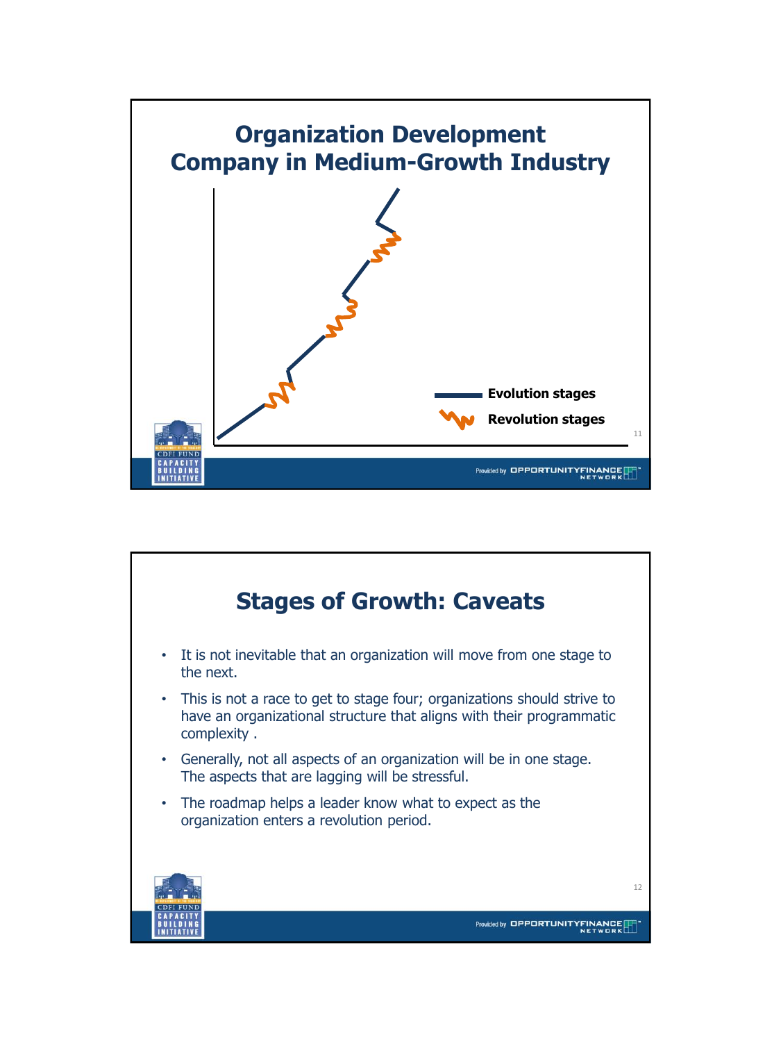# Organization Development Company in Medium-Growth Industry

Evolution stages

Revolution stages

# Stages of Growth: Caveats

- It is not inevitable that an organization will move from one stage to the next.
- This is not a race to get to stage four; organizations should strive to have an organizational structure that aligns with their programmatic complexity .
- Generally, not all aspects of an organization will be in one stage. The aspects that are lagging will be stressful.
- The roadmap helps a leader know what to expect as the organization enters a revolution period.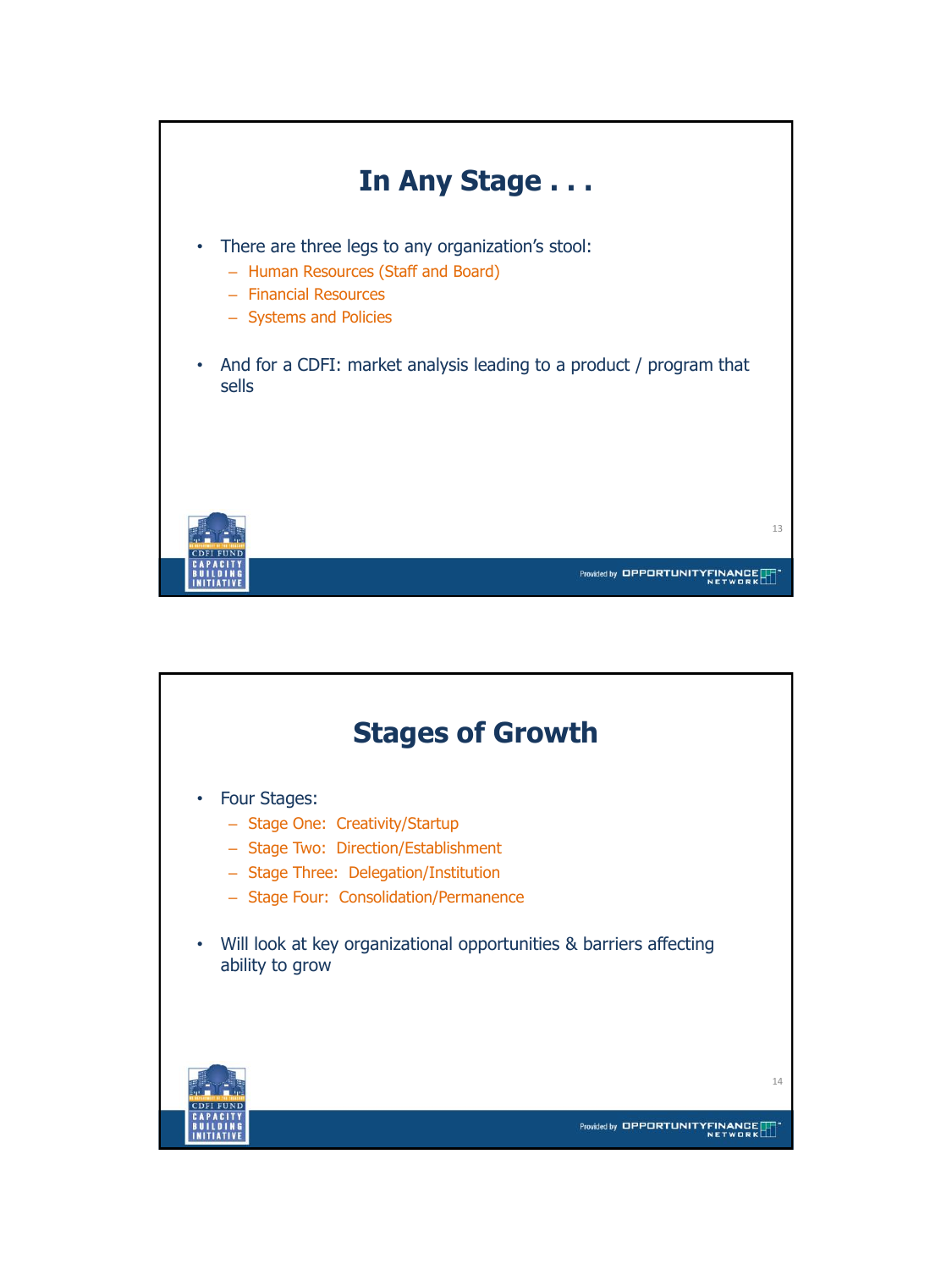# In Any Stage . . .

- There are three legs to any organization's stool:
  - Human Resources (Staff and Board)
  - Financial Resources
  - Systems and Policies
- And for a CDFI: market analysis leading to a product / program that sells

# Stages of Growth

- Four Stages:
  - Stage One: Creativity/Startup
  - Stage Two: Direction/Establishment
  - Stage Three: Delegation/Institution
  - Stage Four: Consolidation/Permanence
- Will look at key organizational opportunities & barriers affecting ability to grow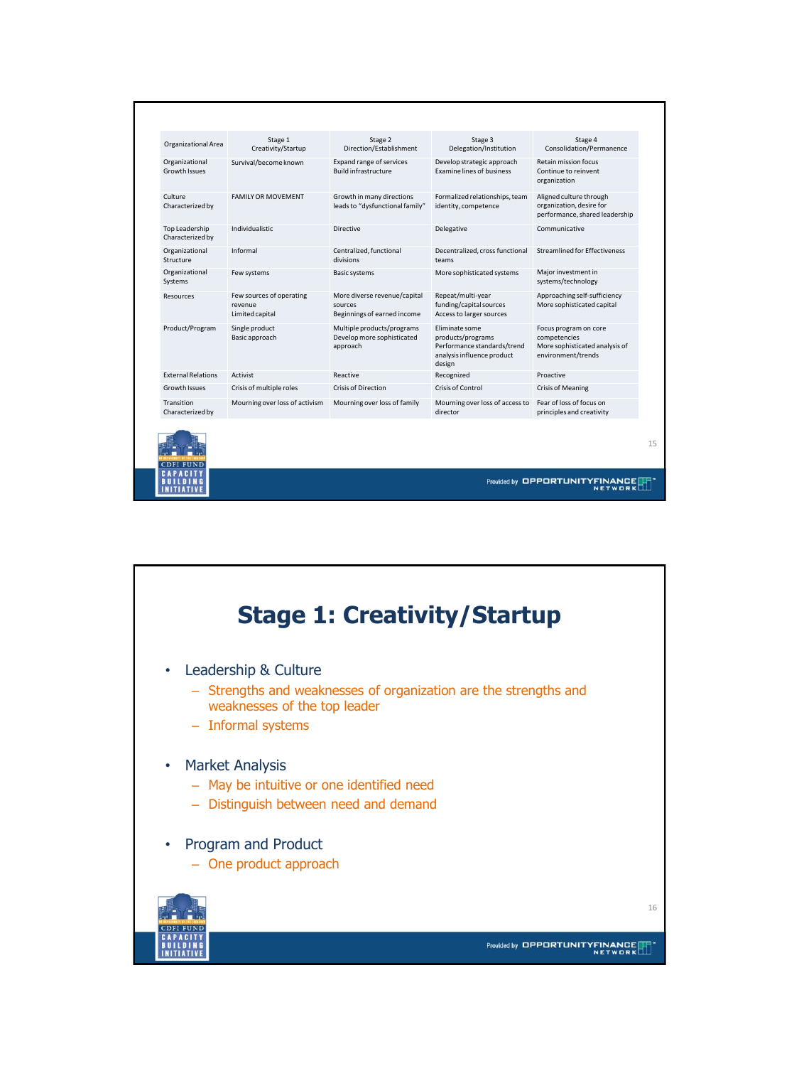| Organizational Area | Stage 1 Creativity/Startup | Stage 2 Direction/Establishment | Stage 3 Delegation/Institution | Stage 4 Consolidation/Permanence |
|---|---|---|---|---|
| Organizational Growth Issues | Survival/become known | Expand range of services Build infrastructure | Develop strategic approach Examine lines of business | Retain mission focus Continue to reinvent organization |
| Culture Characterized by | FAMILY OR MOVEMENT | Growth in many directions leads to "dysfunctional family" | Formalized relationships, team identity, competence | Aligned culture through organization, desire for performance, shared leadership |
| Top Leadership Characterized by | Individualistic | Directive | Delegative | Communicative |
| Organizational Structure | Informal | Centralized, functional divisions | Decentralized, cross functional teams | Streamlined for Effectiveness |
| Organizational Systems | Few systems | Basic systems | More sophisticated systems | Major investment in systems/technology |
| Resources | Few sources of operating revenue Limited capital | More diverse revenue/capital sources Beginnings of earned income | Repeat/multi-year funding/capital sources Access to larger sources | Approaching self-sufficiency More sophisticated capital |
| Product/Program | Single product Basic approach | Multiple products/programs Develop more sophisticated approach | Eliminate some products/programs Performance standards/trend analysis influence product design | Focus program on core competencies More sophisticated analysis of environment/trends |
| External Relations | Activist | Reactive | Recognized | Proactive |
| Growth Issues | Crisis of multiple roles | Crisis of Direction | Crisis of Control | Crisis of Meaning |
| Transition Characterized by | Mourning over loss of activism | Mourning over loss of family | Mourning over loss of access to director | Fear of loss of focus on principles and creativity |

# Stage 1: Creativity/Startup

- Leadership & Culture
  - Strengths and weaknesses of organization are the strengths and weaknesses of the top leader
  - Informal systems
- Market Analysis
  - May be intuitive or one identified need
  - Distinguish between need and demand
- Program and Product
  - One product approach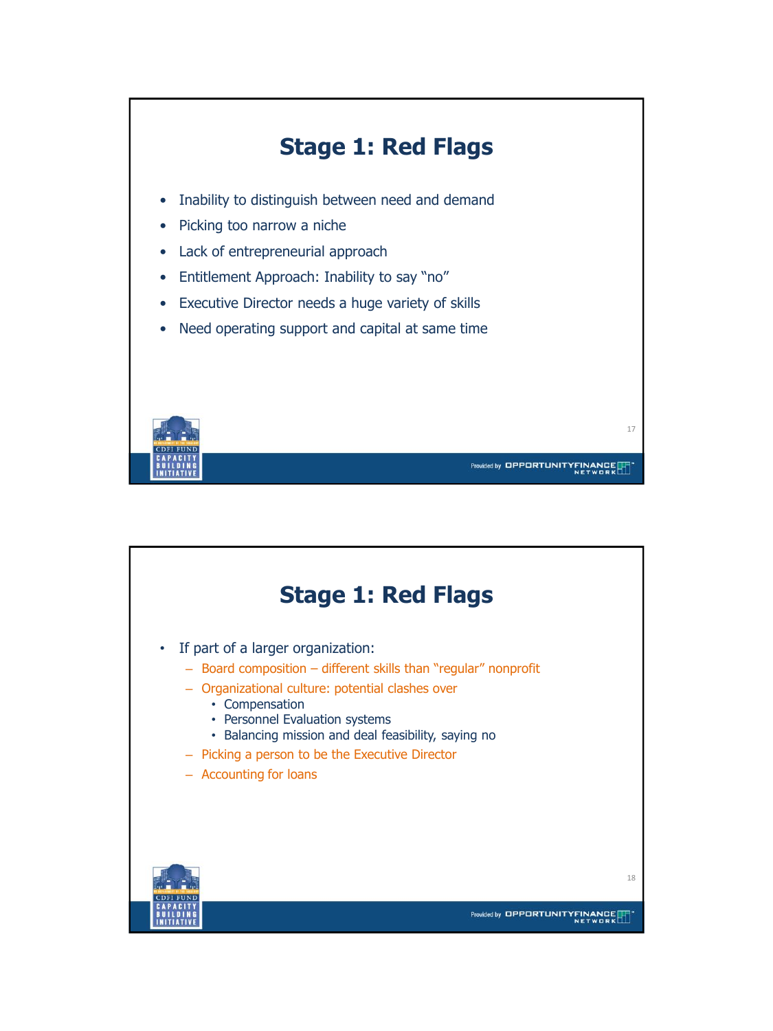# Stage 1: Red Flags

- Inability to distinguish between need and demand
- Picking too narrow a niche
- Lack of entrepreneurial approach
- Entitlement Approach: Inability to say "no"
- Executive Director needs a huge variety of skills
- Need operating support and capital at same time

# Stage 1: Red Flags

- If part of a larger organization:
  - Board composition – different skills than "regular" nonprofit
  - Organizational culture: potential clashes over
    - Compensation
    - Personnel Evaluation systems
    - Balancing mission and deal feasibility, saying no
  - Picking a person to be the Executive Director
  - Accounting for loans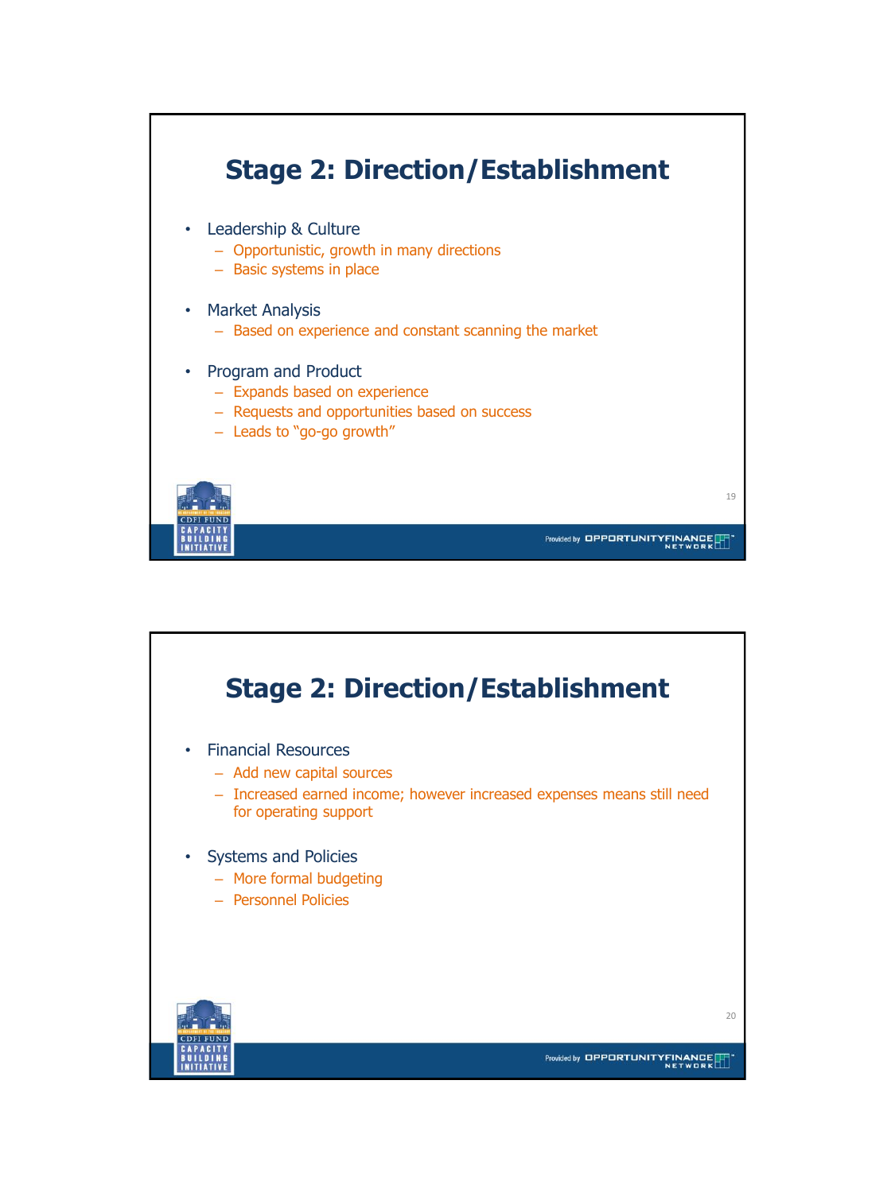## Stage 2: Direction/Establishment

- Leadership & Culture
  - Opportunistic, growth in many directions
  - Basic systems in place
- Market Analysis
  - Based on experience and constant scanning the market
- Program and Product
  - Expands based on experience
  - Requests and opportunities based on success
  - Leads to "go-go growth"

## Stage 2: Direction/Establishment

- Financial Resources
  - Add new capital sources
  - Increased earned income; however increased expenses means still need for operating support
- Systems and Policies
  - More formal budgeting
  - Personnel Policies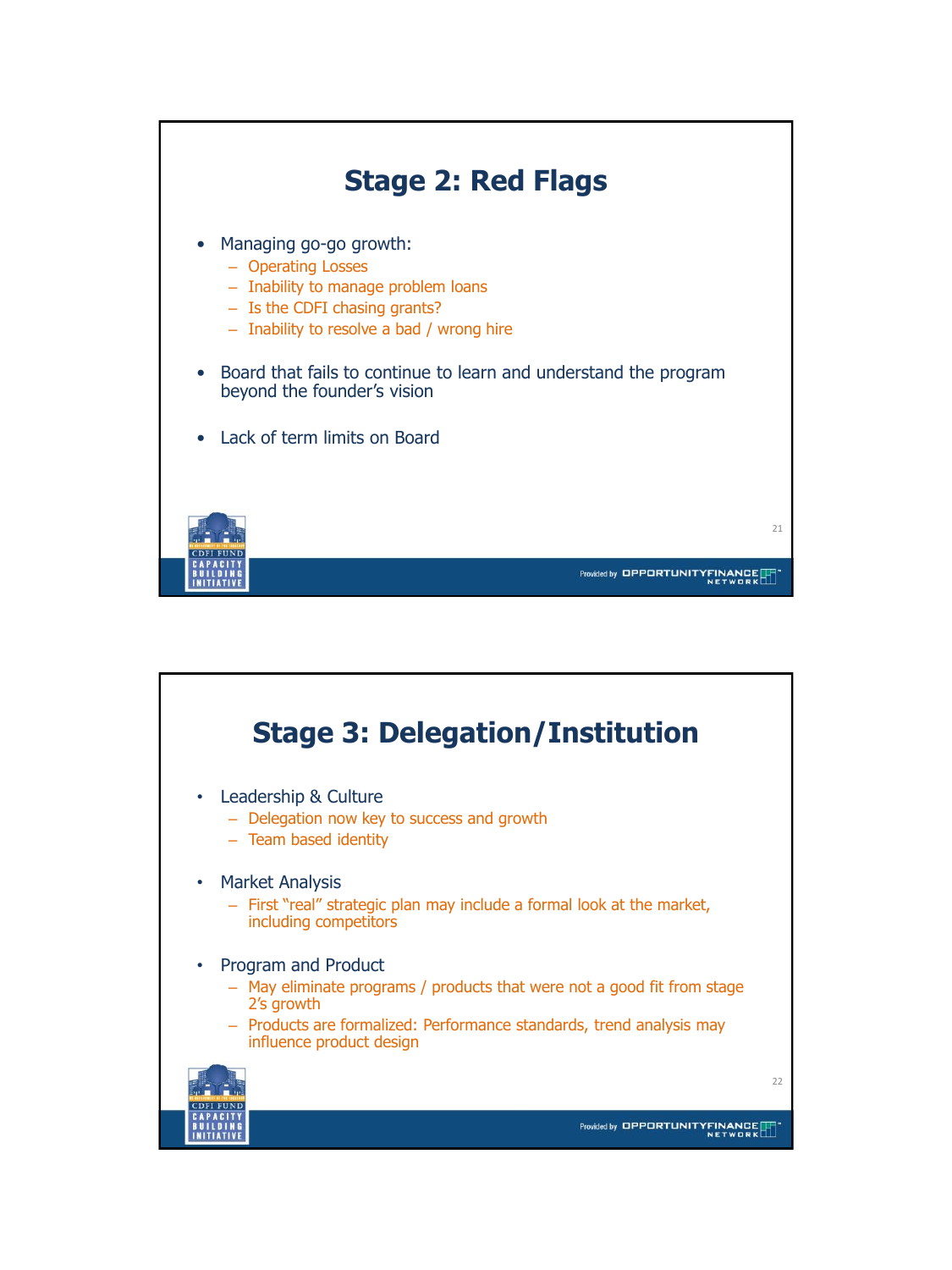## Stage 2: Red Flags

- Managing go-go growth:
  - Operating Losses
  - Inability to manage problem loans
  - Is the CDFI chasing grants?
  - Inability to resolve a bad / wrong hire
- Board that fails to continue to learn and understand the program beyond the founder's vision
- Lack of term limits on Board

## Stage 3: Delegation/Institution

- Leadership & Culture
  - Delegation now key to success and growth
  - Team based identity
- Market Analysis
  - First "real" strategic plan may include a formal look at the market, including competitors
- Program and Product
  - May eliminate programs / products that were not a good fit from stage 2's growth
  - Products are formalized: Performance standards, trend analysis may influence product design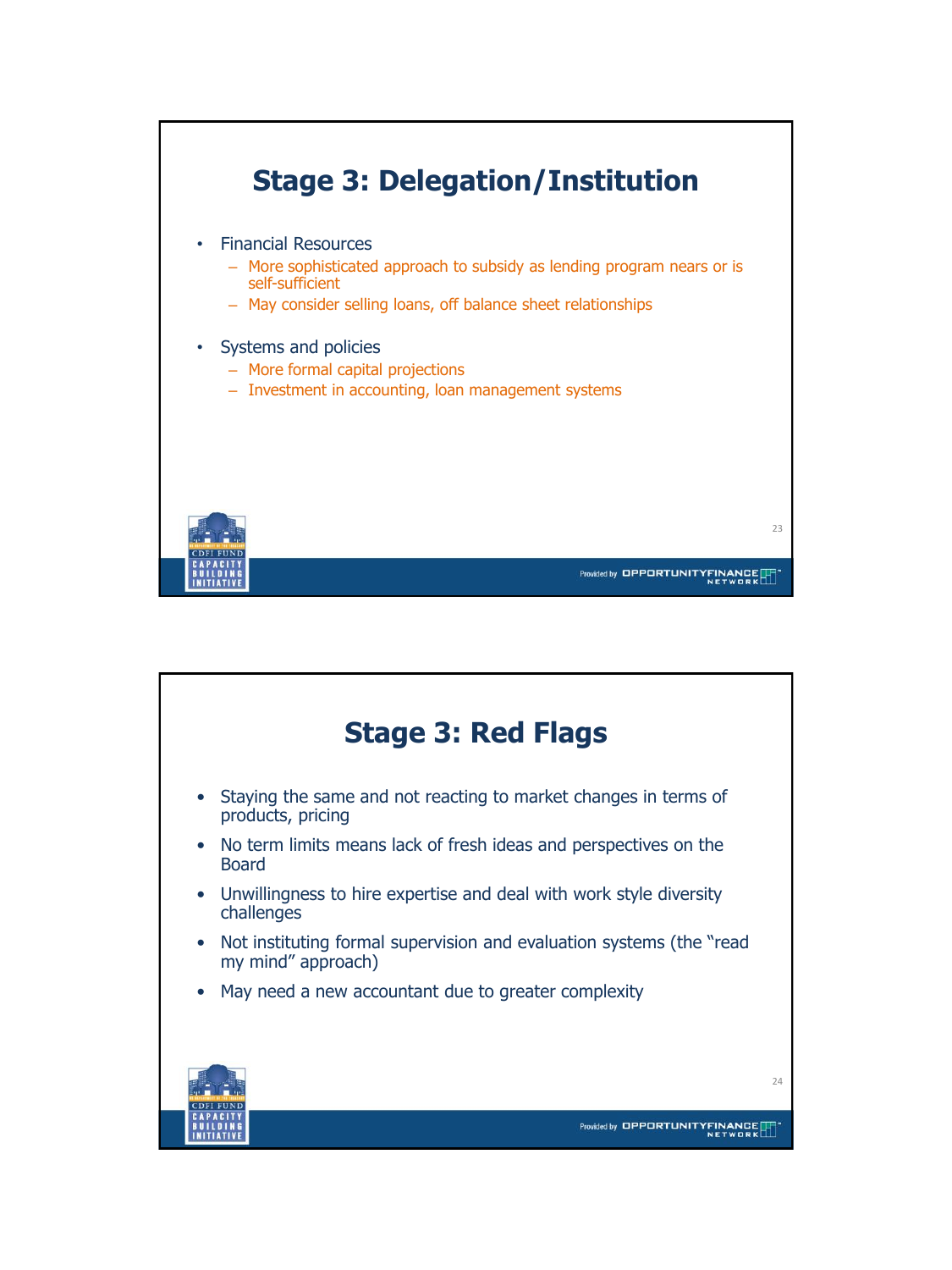# Stage 3: Delegation/Institution

- Financial Resources
  - More sophisticated approach to subsidy as lending program nears or is self-sufficient
  - May consider selling loans, off balance sheet relationships
- Systems and policies
  - More formal capital projections
  - Investment in accounting, loan management systems

# Stage 3: Red Flags

- Staying the same and not reacting to market changes in terms of products, pricing
- No term limits means lack of fresh ideas and perspectives on the Board
- Unwillingness to hire expertise and deal with work style diversity challenges
- Not instituting formal supervision and evaluation systems (the "read my mind" approach)
- May need a new accountant due to greater complexity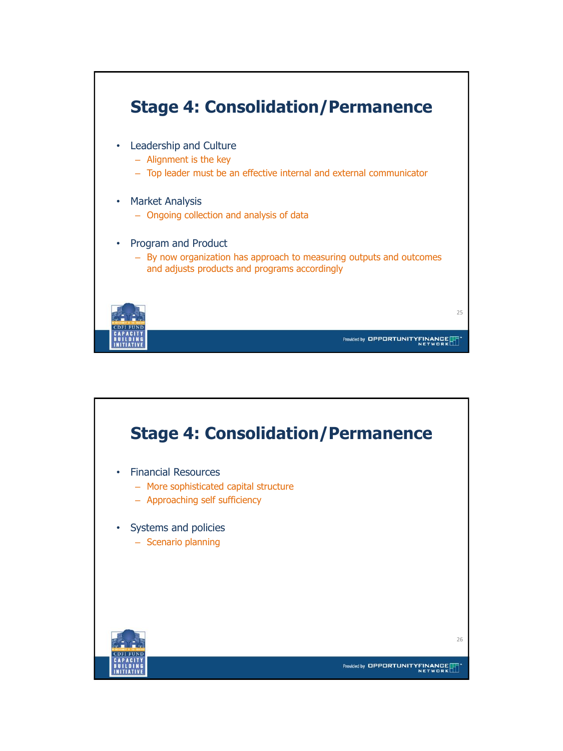## Stage 4: Consolidation/Permanence

- Leadership and Culture
  - Alignment is the key
  - Top leader must be an effective internal and external communicator
- Market Analysis
  - Ongoing collection and analysis of data
- Program and Product
  - By now organization has approach to measuring outputs and outcomes and adjusts products and programs accordingly

## Stage 4: Consolidation/Permanence

- Financial Resources
  - More sophisticated capital structure
  - Approaching self sufficiency
- Systems and policies
  - Scenario planning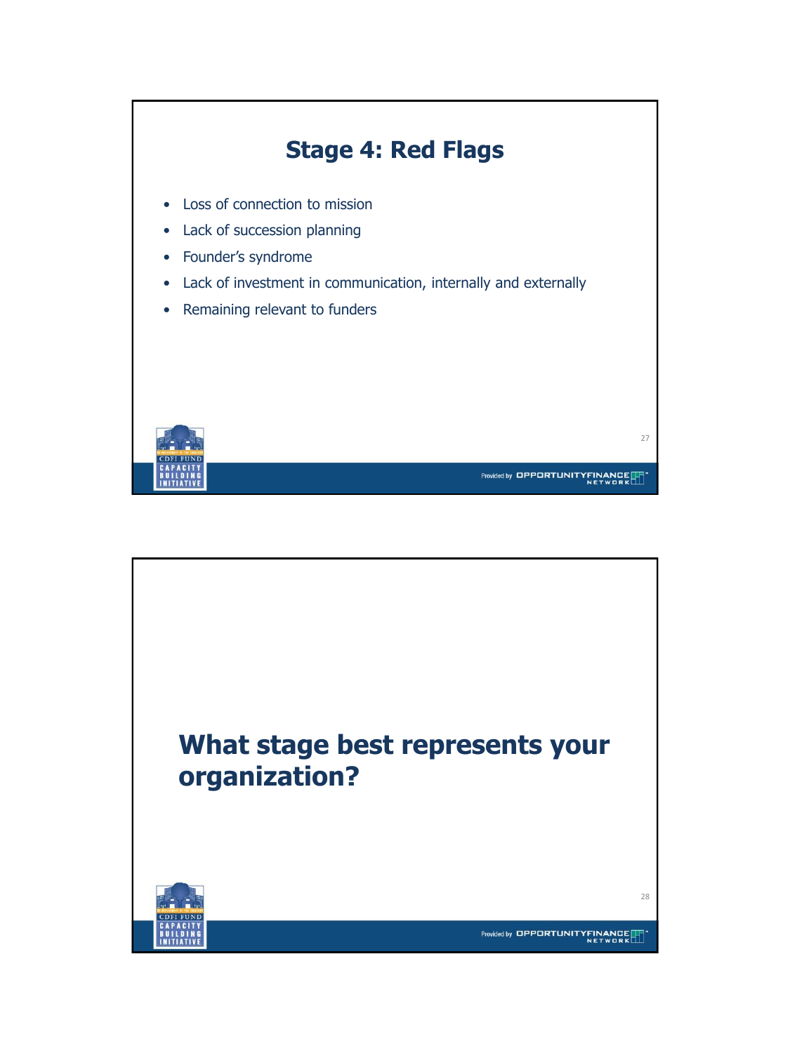## Stage 4: Red Flags

- Loss of connection to mission
- Lack of succession planning
- Founder's syndrome
- Lack of investment in communication, internally and externally
- Remaining relevant to funders

## What stage best represents your organization?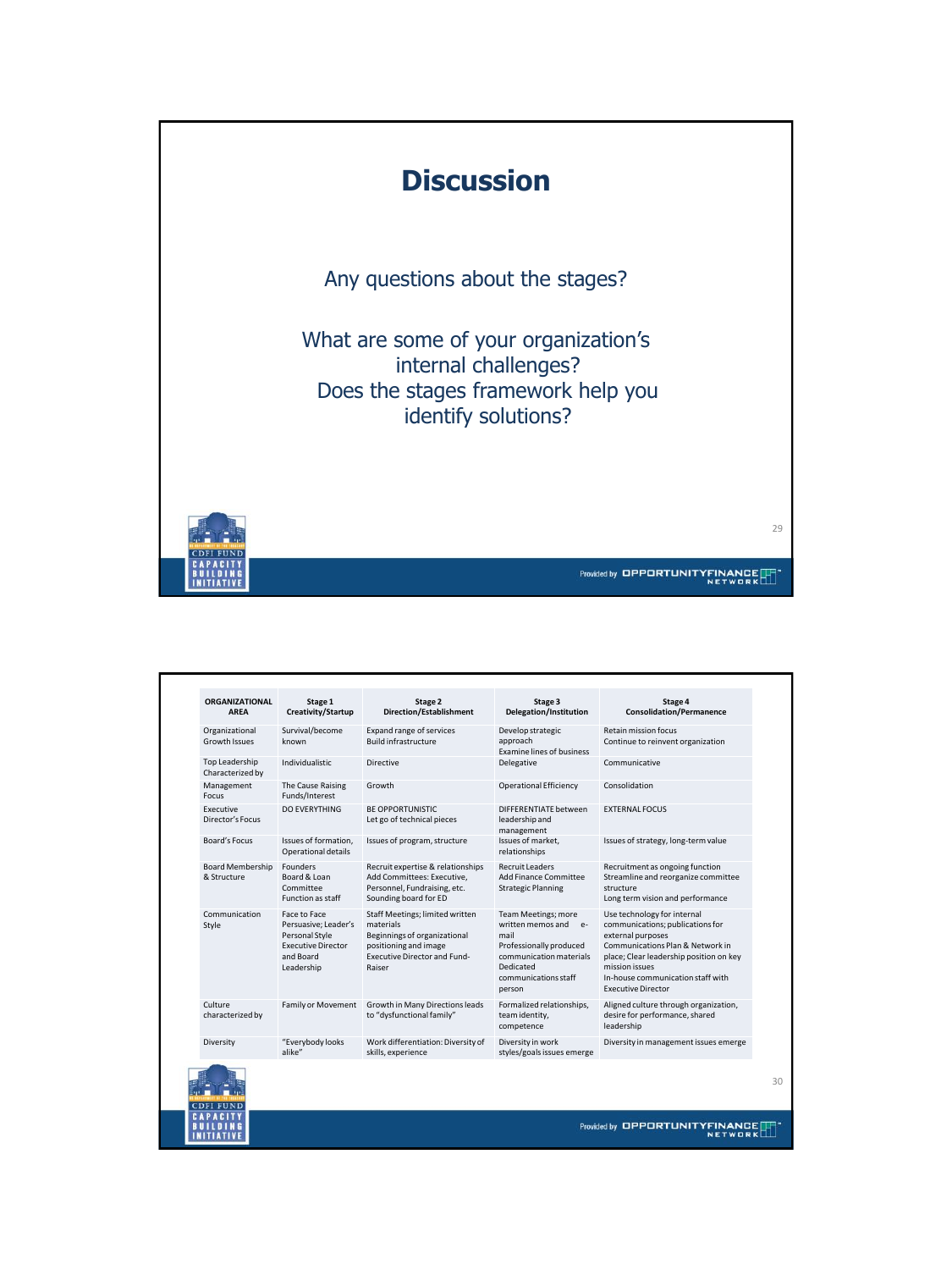# Discussion

Any questions about the stages?

What are some of your organization's internal challenges?
Does the stages framework help you identify solutions?

| ORGANIZATIONAL AREA | Stage 1 Creativity/Startup | Stage 2 Direction/Establishment | Stage 3 Delegation/Institution | Stage 4 Consolidation/Permanence |
|---|---|---|---|---|
| Organizational Growth Issues | Survival/become known | Expand range of services<br>Build infrastructure | Develop strategic approach<br>Examine lines of business | Retain mission focus<br>Continue to reinvent organization |
| Top Leadership Characterized by | Individualistic | Directive | Delegative | Communicative |
| Management Focus | The Cause Raising Funds/Interest | Growth | Operational Efficiency | Consolidation |
| Executive Director's Focus | DO EVERYTHING | BE OPPORTUNISTIC<br>Let go of technical pieces | DIFFERENTIATE between leadership and management | EXTERNAL FOCUS |
| Board's Focus | Issues of formation, Operational details | Issues of program, structure | Issues of market, relationships | Issues of strategy, long-term value |
| Board Membership & Structure | Founders<br>Board & Loan Committee<br>Function as staff | Recruit expertise & relationships<br>Add Committees: Executive, Personnel, Fundraising, etc.<br>Sounding board for ED | Recruit Leaders<br>Add Finance Committee<br>Strategic Planning | Recruitment as ongoing function<br>Streamline and reorganize committee structure<br>Long term vision and performance |
| Communication Style | Face to Face<br>Persuasive; Leader's Personal Style<br>Executive Director and Board Leadership | Staff Meetings; limited written materials<br>Beginnings of organizational positioning and image<br>Executive Director and Fund-Raiser | Team Meetings; more written memos and e-mail<br>Professionally produced communication materials<br>Dedicated communications staff person | Use technology for internal communications; publications for external purposes<br>Communications Plan & Network in place; Clear leadership position on key mission issues<br>In-house communication staff with Executive Director |
| Culture characterized by | Family or Movement | Growth in Many Directions leads to "dysfunctional family" | Formalized relationships, team identity, competence | Aligned culture through organization, desire for performance, shared leadership |
| Diversity | "Everybody looks alike" | Work differentiation: Diversity of skills, experience | Diversity in work styles/goals issues emerge | Diversity in management issues emerge |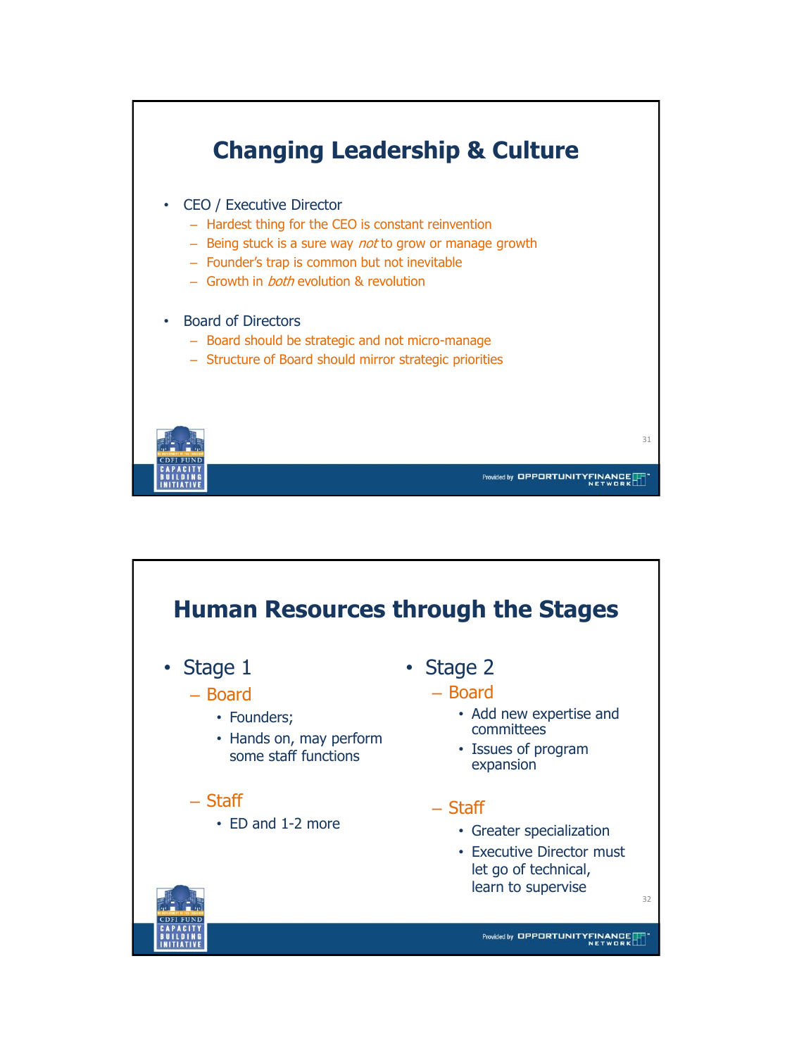# Changing Leadership & Culture

- CEO / Executive Director
  - Hardest thing for the CEO is constant reinvention
  - Being stuck is a sure way *not* to grow or manage growth
  - Founder's trap is common but not inevitable
  - Growth in *both* evolution & revolution
- Board of Directors
  - Board should be strategic and not micro-manage
  - Structure of Board should mirror strategic priorities

# Human Resources through the Stages

- Stage 1
  - Board
    - Founders;
    - Hands on, may perform some staff functions
  - Staff
    - ED and 1-2 more
- Stage 2
  - Board
    - Add new expertise and committees
    - Issues of program expansion
  - Staff
    - Greater specialization
    - Executive Director must let go of technical, learn to supervise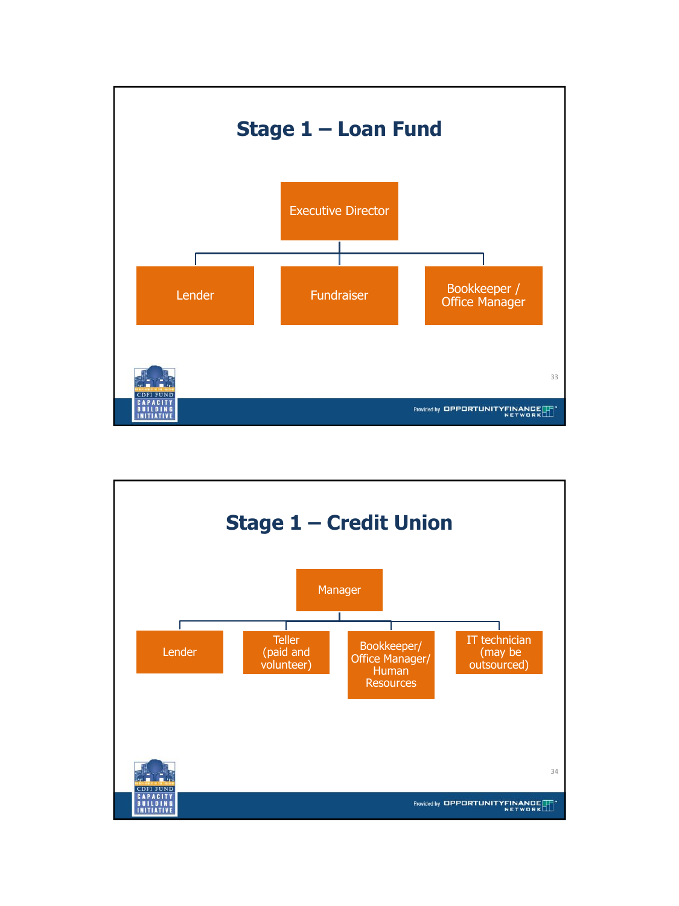## Stage 1 – Loan Fund

- Executive Director
  - Lender
  - Fundraiser
  - Bookkeeper / Office Manager

## Stage 1 – Credit Union

- Manager
  - Lender
  - Teller (paid and volunteer)
  - Bookkeeper/ Office Manager/ Human Resources
  - IT technician (may be outsourced)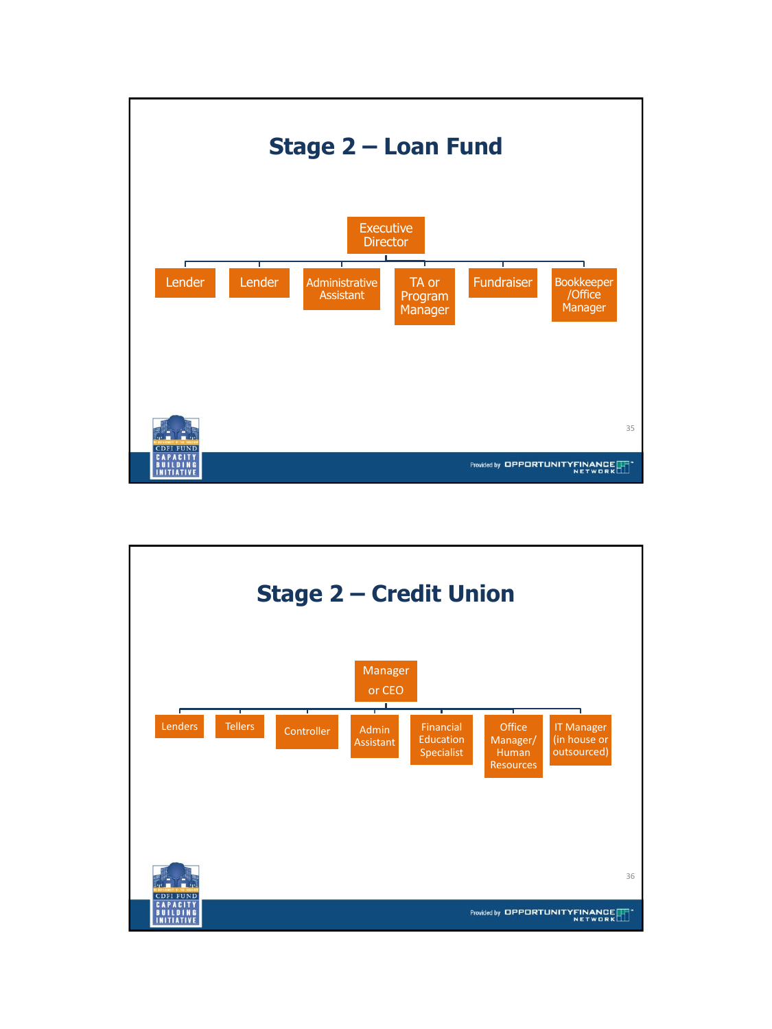# Stage 2 – Loan Fund

- Executive Director
  - Lender
  - Lender
  - Administrative Assistant
  - TA or Program Manager
  - Fundraiser
  - Bookkeeper /Office Manager

# Stage 2 – Credit Union

- Manager or CEO
  - Lenders
  - Tellers
  - Controller
  - Admin Assistant
  - Financial Education Specialist
  - Office Manager/ Human Resources
  - IT Manager (in house or outsourced)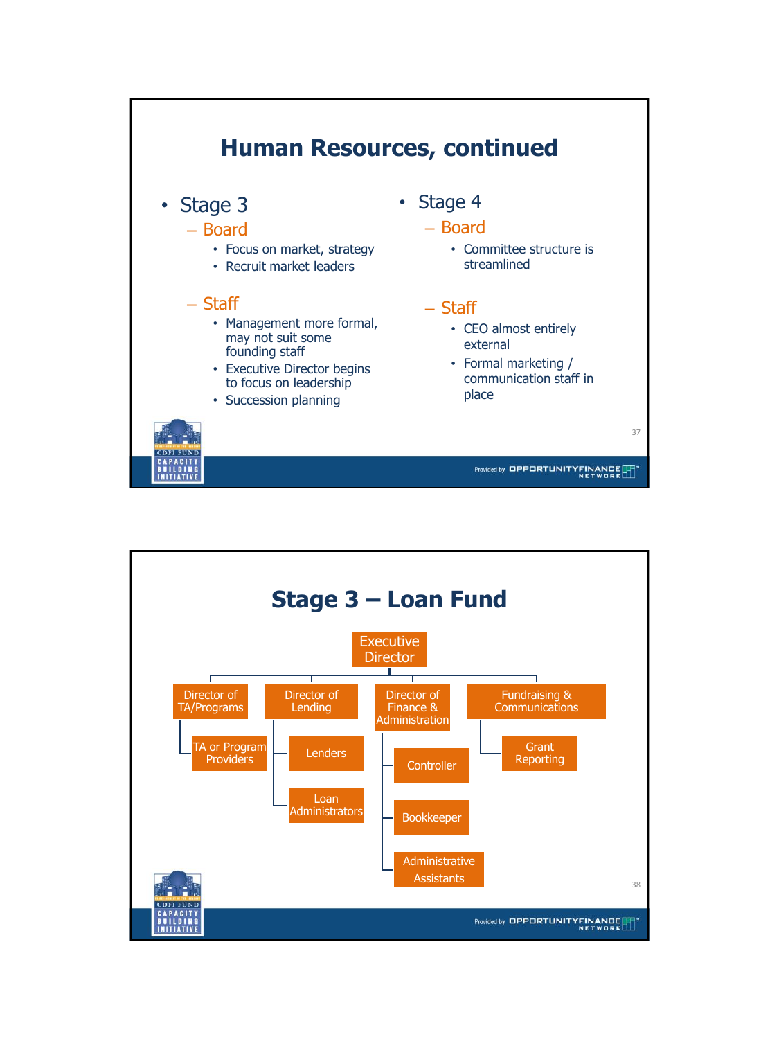# Human Resources, continued

- Stage 3
  - Board
    - Focus on market, strategy
    - Recruit market leaders
  - Staff
    - Management more formal, may not suit some founding staff
    - Executive Director begins to focus on leadership
    - Succession planning
- Stage 4
  - Board
    - Committee structure is streamlined
  - Staff
    - CEO almost entirely external
    - Formal marketing / communication staff in place

# Stage 3 – Loan Fund

- Executive Director
  - Director of TA/Programs
    - TA or Program Providers
  - Director of Lending
    - Lenders
    - Loan Administrators
  - Director of Finance & Administration
    - Controller
    - Bookkeeper
    - Administrative Assistants
  - Fundraising & Communications
    - Grant Reporting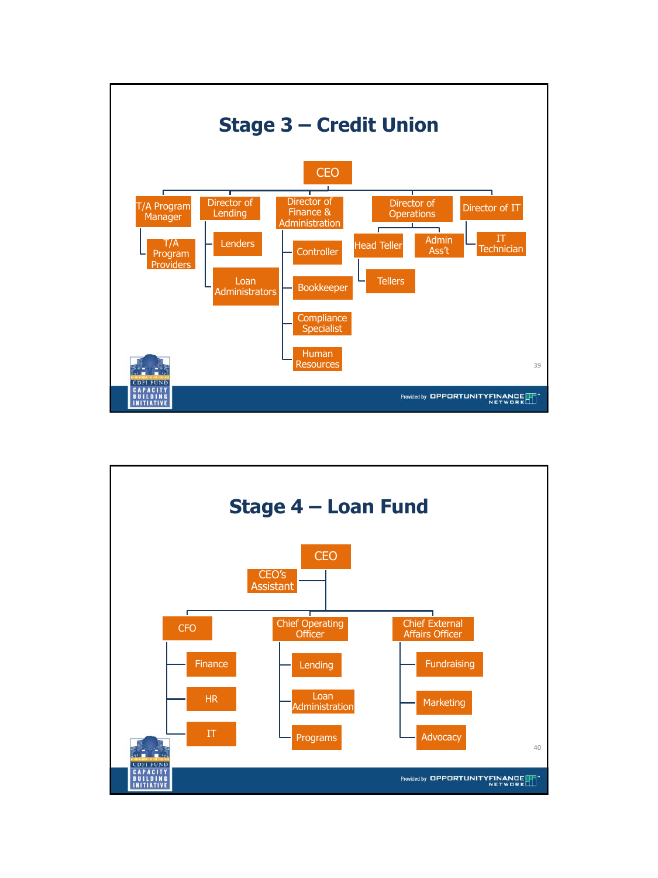## Stage 3 – Credit Union

- CEO
  - T/A Program Manager
    - T/A Program Providers
  - Director of Lending
    - Lenders
    - Loan Administrators
  - Director of Finance & Administration
    - Controller
    - Bookkeeper
    - Compliance Specialist
    - Human Resources
  - Director of Operations
    - Head Teller
      - Tellers
    - Admin Ass't
  - Director of IT
    - IT Technician

## Stage 4 – Loan Fund

- CEO
  - CEO's Assistant
  - CFO
    - Finance
    - HR
    - IT
  - Chief Operating Officer
    - Lending
    - Loan Administration
    - Programs
  - Chief External Affairs Officer
    - Fundraising
    - Marketing
    - Advocacy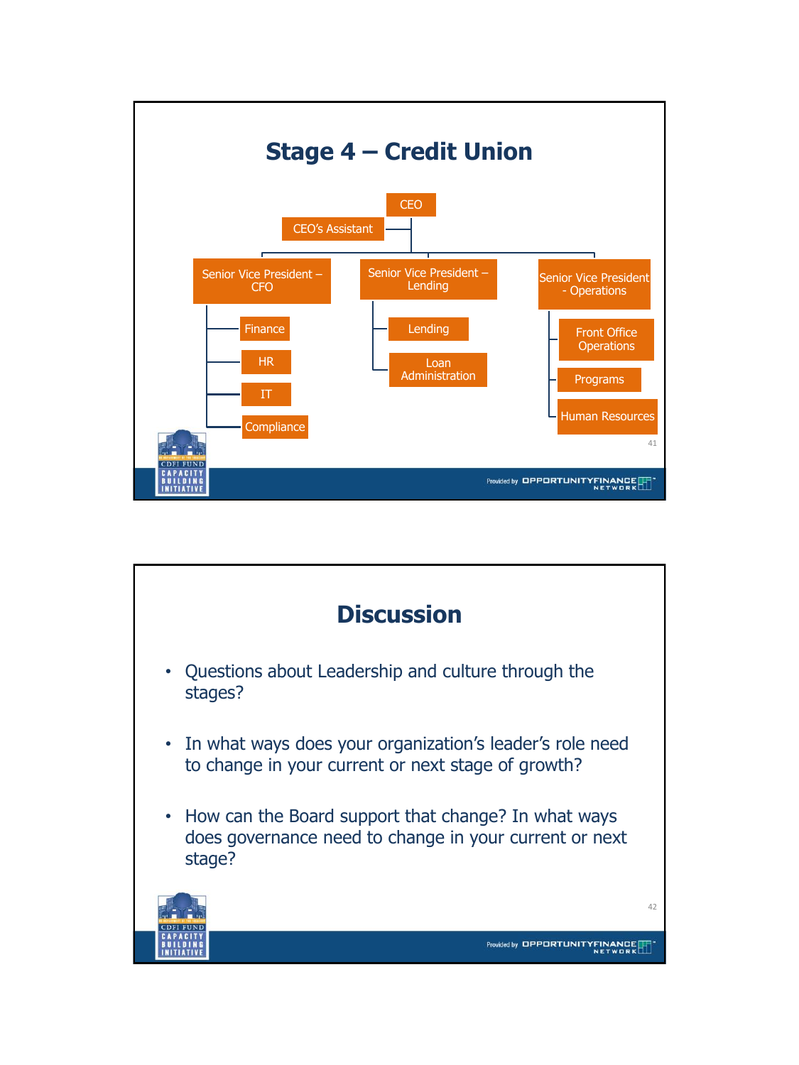## Stage 4 – Credit Union

- CEO
  - CEO's Assistant
  - Senior Vice President – CFO
    - Finance
    - HR
    - IT
    - Compliance
  - Senior Vice President – Lending
    - Lending
    - Loan Administration
  - Senior Vice President - Operations
    - Front Office Operations
    - Programs
    - Human Resources

## Discussion

- Questions about Leadership and culture through the stages?
- In what ways does your organization's leader's role need to change in your current or next stage of growth?
- How can the Board support that change? In what ways does governance need to change in your current or next stage?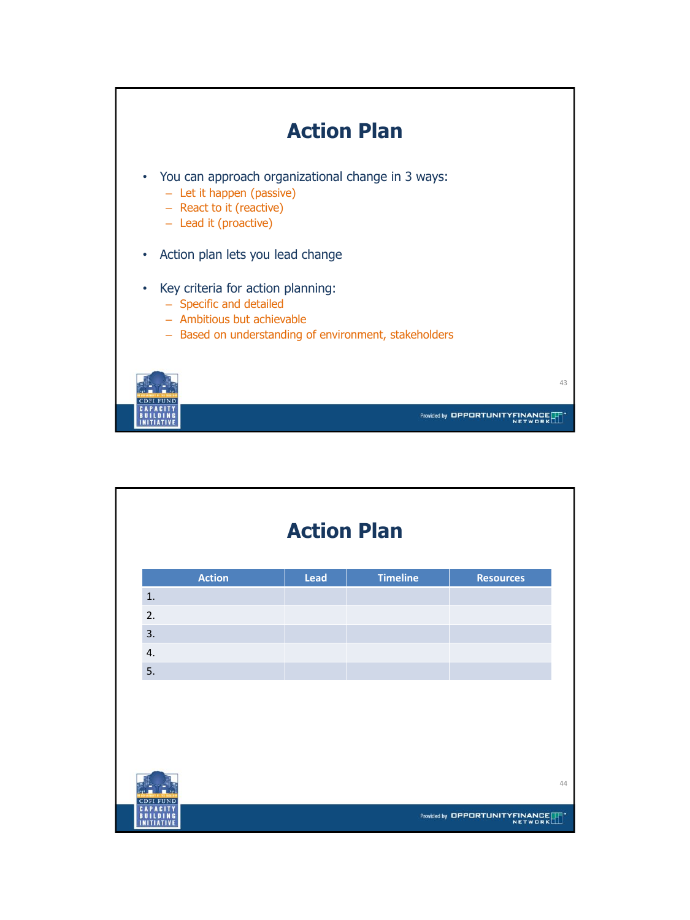# Action Plan

- You can approach organizational change in 3 ways:
  - Let it happen (passive)
  - React to it (reactive)
  - Lead it (proactive)
- Action plan lets you lead change
- Key criteria for action planning:
  - Specific and detailed
  - Ambitious but achievable
  - Based on understanding of environment, stakeholders

# Action Plan

| Action | Lead | Timeline | Resources |
|---|---|---|---|
| 1. | | | |
| 2. | | | |
| 3. | | | |
| 4. | | | |
| 5. | | | |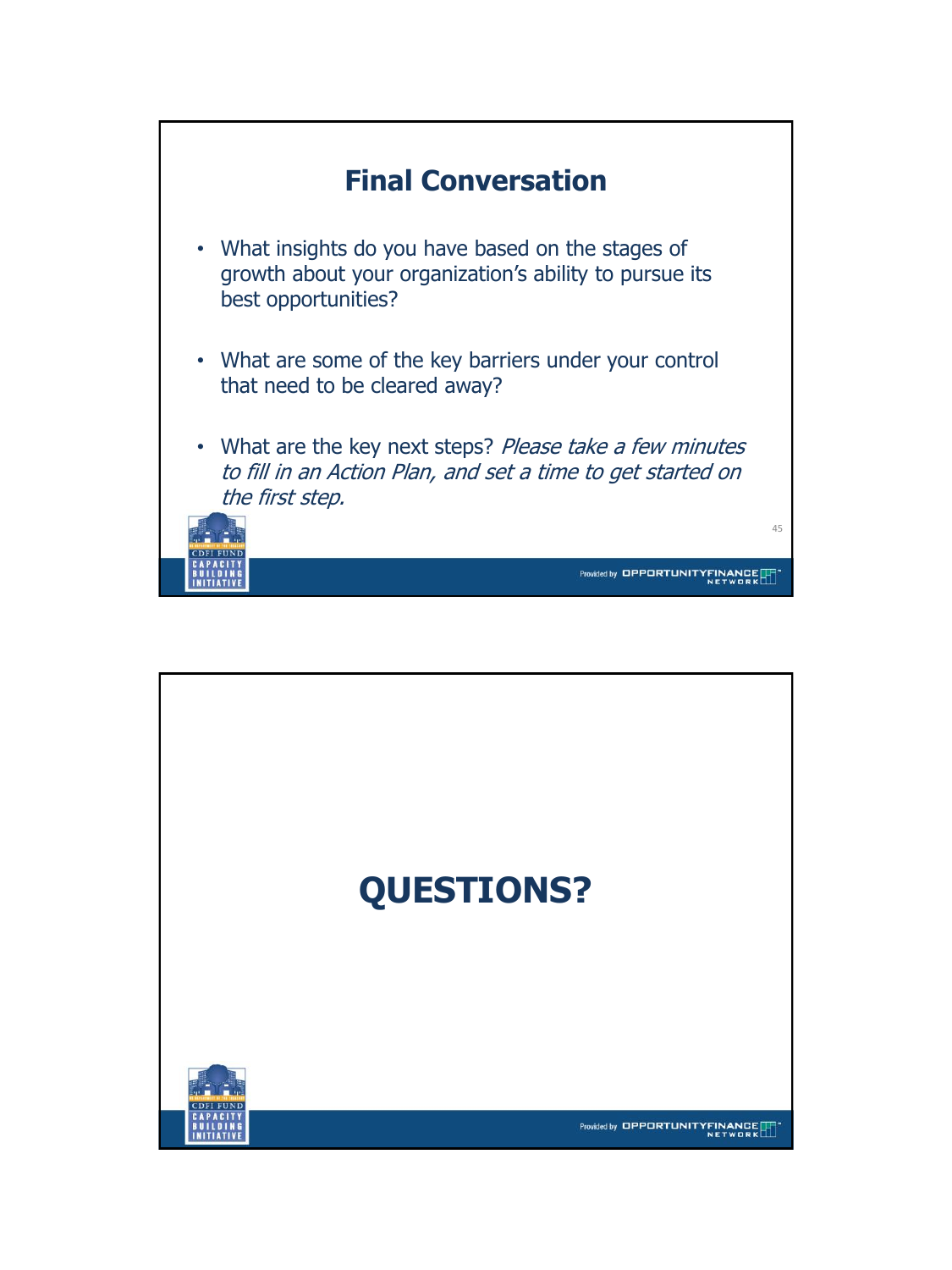## Final Conversation

- What insights do you have based on the stages of growth about your organization's ability to pursue its best opportunities?
- What are some of the key barriers under your control that need to be cleared away?
- What are the key next steps? *Please take a few minutes to fill in an Action Plan, and set a time to get started on the first step.*

## QUESTIONS?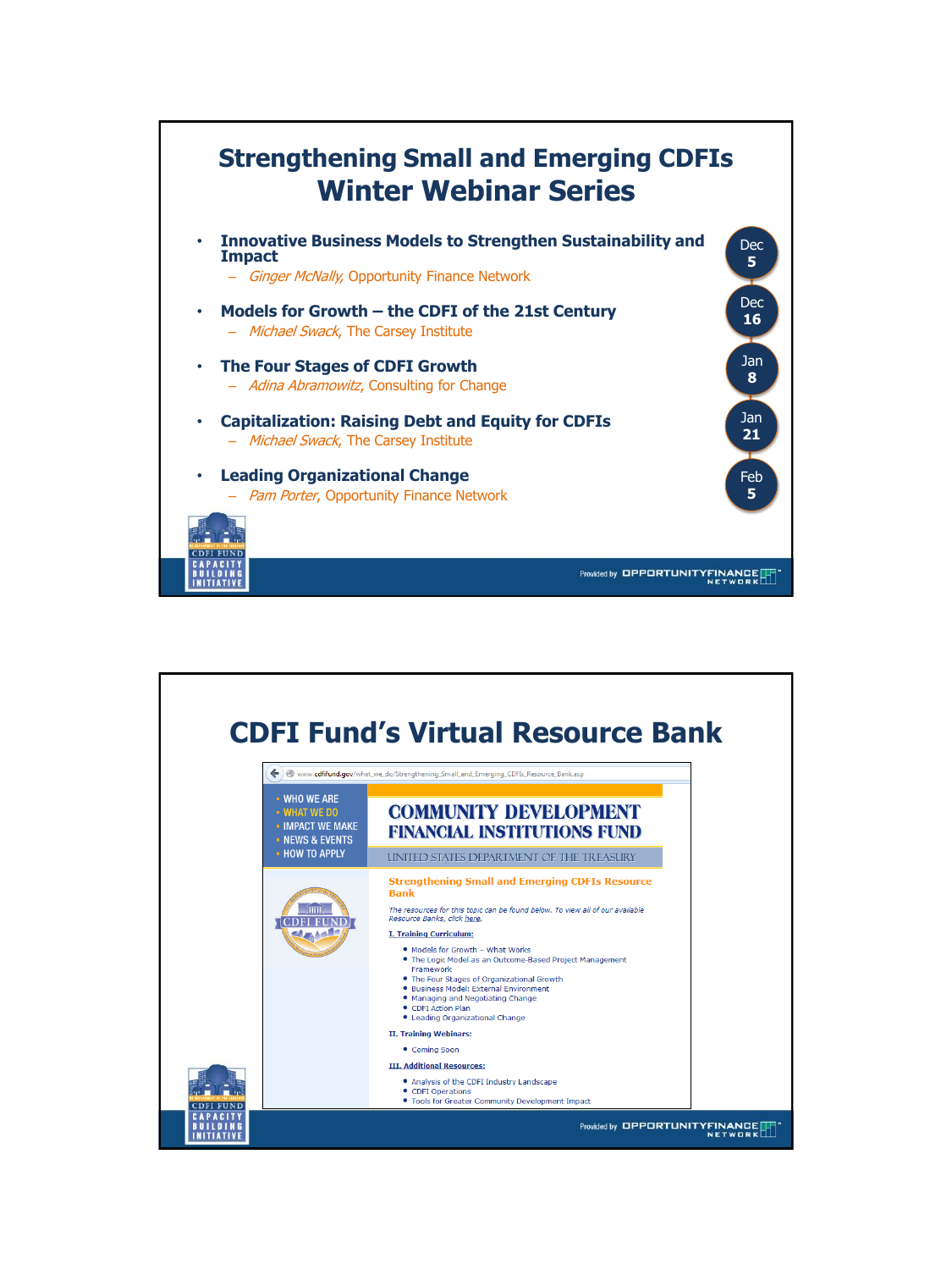# Strengthening Small and Emerging CDFIs Winter Webinar Series

- **Innovative Business Models to Strengthen Sustainability and Impact** — Dec 5
  - *Ginger McNally*, Opportunity Finance Network
- **Models for Growth – the CDFI of the 21st Century** — Dec 16
  - *Michael Swack*, The Carsey Institute
- **The Four Stages of CDFI Growth** — Jan 8
  - *Adina Abramowitz*, Consulting for Change
- **Capitalization: Raising Debt and Equity for CDFIs** — Jan 21
  - *Michael Swack*, The Carsey Institute
- **Leading Organizational Change** — Feb 5
  - *Pam Porter*, Opportunity Finance Network

CDFI FUND CAPACITY BUILDING INITIATIVE

Provided by OPPORTUNITY FINANCE NETWORK

# CDFI Fund's Virtual Resource Bank

www.cdfifund.gov/what_we_do/Strengthening_Small_and_Emerging_CDFIs_Resource_Bank.asp

- WHO WE ARE
- WHAT WE DO
- IMPACT WE MAKE
- NEWS & EVENTS
- HOW TO APPLY

COMMUNITY DEVELOPMENT FINANCIAL INSTITUTIONS FUND

UNITED STATES DEPARTMENT OF THE TREASURY

**Strengthening Small and Emerging CDFIs Resource Bank**

*The resources for this topic can be found below. To view all of our available Resource Banks, click here.*

**I. Training Curriculum:**

- Models for Growth – What Works
- The Logic Model as an Outcome-Based Project Management Framework
- The Four Stages of Organizational Growth
- Business Model: External Environment
- Managing and Negotiating Change
- CDFI Action Plan
- Leading Organizational Change

**II. Training Webinars:**

- Coming Soon

**III. Additional Resources:**

- Analysis of the CDFI Industry Landscape
- CDFI Operations
- Tools for Greater Community Development Impact

CDFI FUND CAPACITY BUILDING INITIATIVE

Provided by OPPORTUNITY FINANCE NETWORK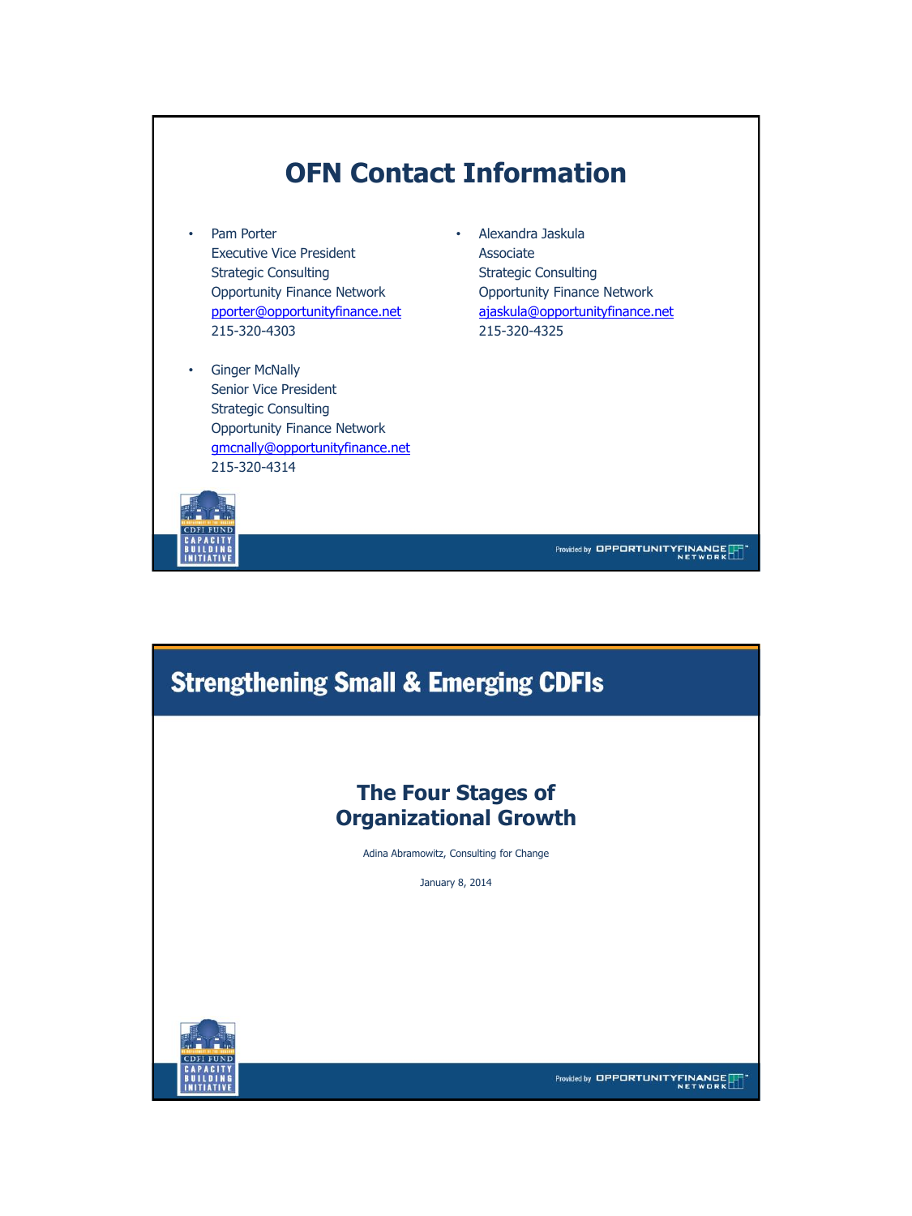# OFN Contact Information

- Pam Porter
  Executive Vice President
  Strategic Consulting
  Opportunity Finance Network
  pporter@opportunityfinance.net
  215-320-4303

- Ginger McNally
  Senior Vice President
  Strategic Consulting
  Opportunity Finance Network
  gmcnally@opportunityfinance.net
  215-320-4314

- Alexandra Jaskula
  Associate
  Strategic Consulting
  Opportunity Finance Network
  ajaskula@opportunityfinance.net
  215-320-4325

CDFI FUND CAPACITY BUILDING INITIATIVE

Provided by OPPORTUNITY FINANCE NETWORK

# Strengthening Small & Emerging CDFIs

## The Four Stages of Organizational Growth

Adina Abramowitz, Consulting for Change

January 8, 2014

CDFI FUND CAPACITY BUILDING INITIATIVE

Provided by OPPORTUNITY FINANCE NETWORK